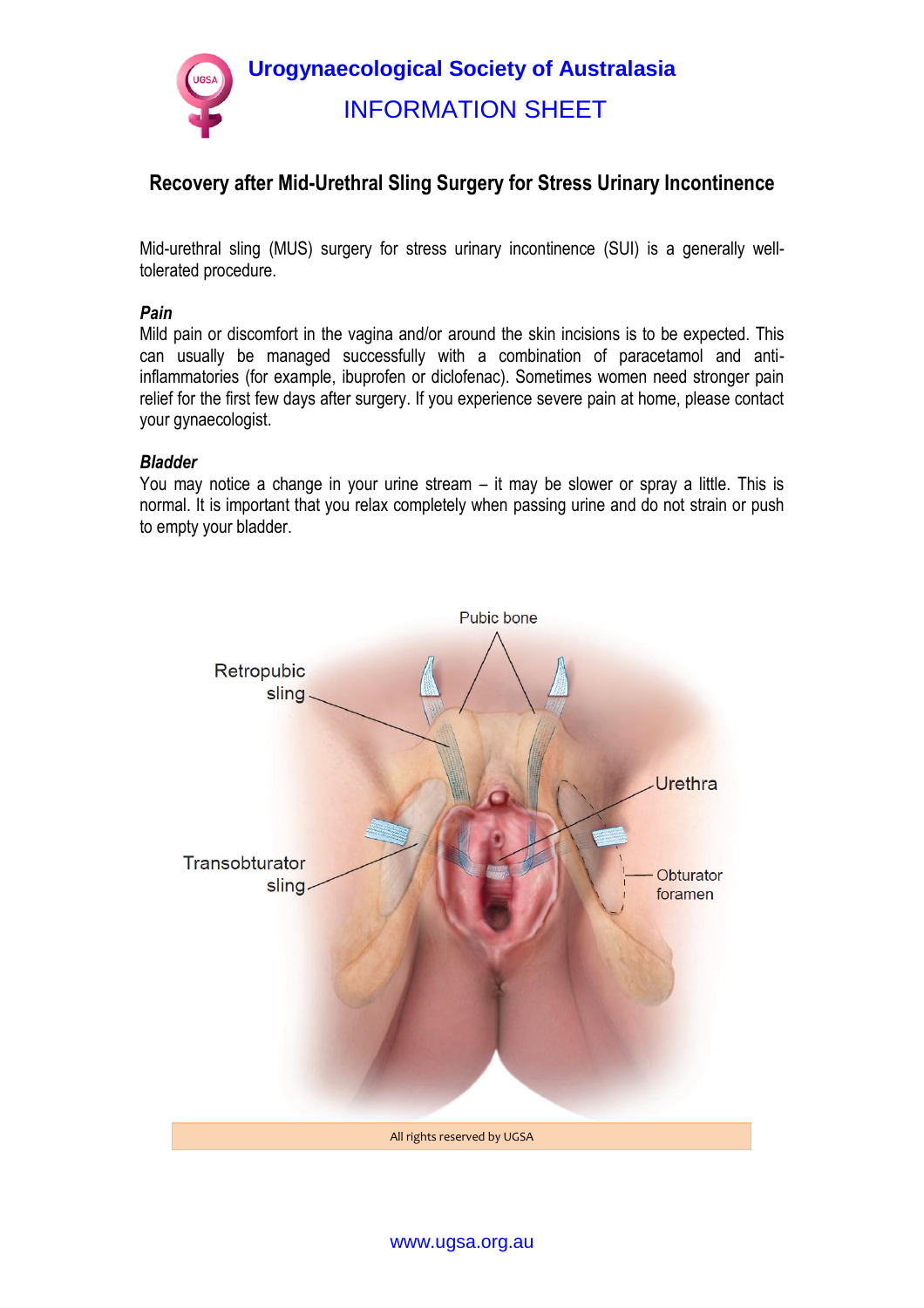# Urogynaecological Society of Australasia

## INFORMATION SHEET

### Recovery after Mid-Urethral Sling Surgery for Stress Urinary Incontinence

Mid-urethral sling (MUS) surgery for stress urinary incontinence (SUI) is a generally well-tolerated procedure.

***Pain***

Mild pain or discomfort in the vagina and/or around the skin incisions is to be expected. This can usually be managed successfully with a combination of paracetamol and anti-inflammatories (for example, ibuprofen or diclofenac). Sometimes women need stronger pain relief for the first few days after surgery. If you experience severe pain at home, please contact your gynaecologist.

***Bladder***

You may notice a change in your urine stream – it may be slower or spray a little. This is normal. It is important that you relax completely when passing urine and do not strain or push to empty your bladder.

Pubic bone

Retropubic sling

Urethra

Transobturator sling

Obturator foramen

All rights reserved by UGSA

www.ugsa.org.au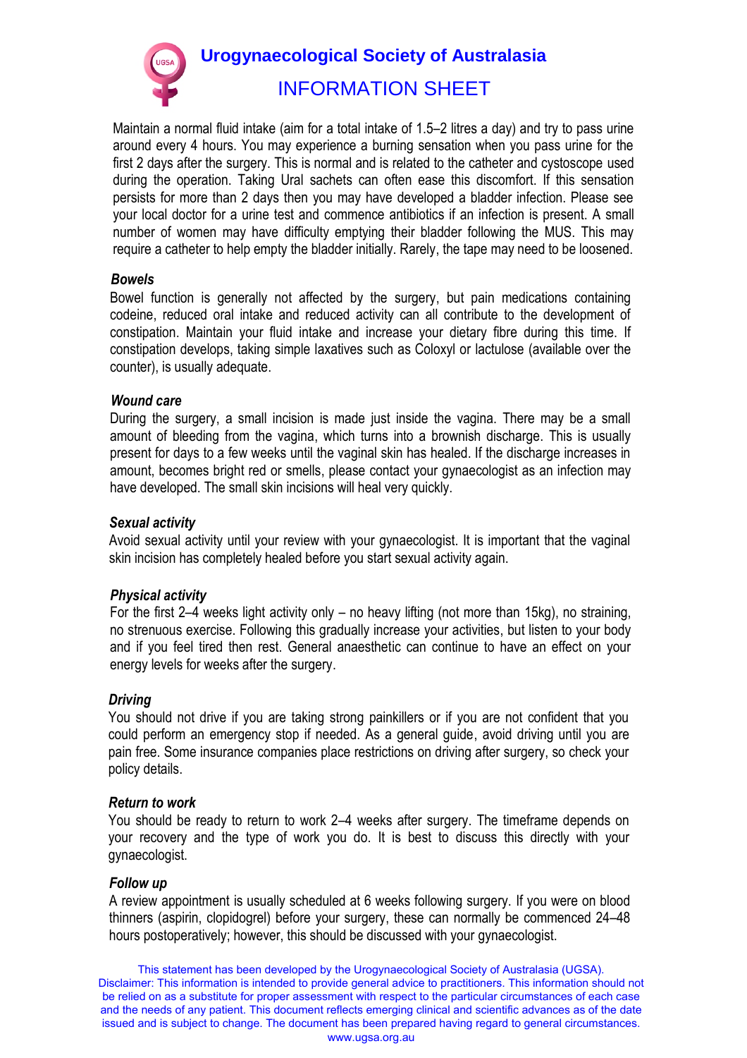Maintain a normal fluid intake (aim for a total intake of 1.5–2 litres a day) and try to pass urine around every 4 hours. You may experience a burning sensation when you pass urine for the first 2 days after the surgery. This is normal and is related to the catheter and cystoscope used during the operation. Taking Ural sachets can often ease this discomfort. If this sensation persists for more than 2 days then you may have developed a bladder infection. Please see your local doctor for a urine test and commence antibiotics if an infection is present. A small number of women may have difficulty emptying their bladder following the MUS. This may require a catheter to help empty the bladder initially. Rarely, the tape may need to be loosened.

### *Bowels*

Bowel function is generally not affected by the surgery, but pain medications containing codeine, reduced oral intake and reduced activity can all contribute to the development of constipation. Maintain your fluid intake and increase your dietary fibre during this time. If constipation develops, taking simple laxatives such as Coloxyl or lactulose (available over the counter), is usually adequate.

### *Wound care*

During the surgery, a small incision is made just inside the vagina. There may be a small amount of bleeding from the vagina, which turns into a brownish discharge. This is usually present for days to a few weeks until the vaginal skin has healed. If the discharge increases in amount, becomes bright red or smells, please contact your gynaecologist as an infection may have developed. The small skin incisions will heal very quickly.

### *Sexual activity*

Avoid sexual activity until your review with your gynaecologist. It is important that the vaginal skin incision has completely healed before you start sexual activity again.

### *Physical activity*

For the first 2–4 weeks light activity only – no heavy lifting (not more than 15kg), no straining, no strenuous exercise. Following this gradually increase your activities, but listen to your body and if you feel tired then rest. General anaesthetic can continue to have an effect on your energy levels for weeks after the surgery.

### *Driving*

You should not drive if you are taking strong painkillers or if you are not confident that you could perform an emergency stop if needed. As a general guide, avoid driving until you are pain free. Some insurance companies place restrictions on driving after surgery, so check your policy details.

### *Return to work*

You should be ready to return to work 2–4 weeks after surgery. The timeframe depends on your recovery and the type of work you do. It is best to discuss this directly with your gynaecologist.

### *Follow up*

A review appointment is usually scheduled at 6 weeks following surgery. If you were on blood thinners (aspirin, clopidogrel) before your surgery, these can normally be commenced 24–48 hours postoperatively; however, this should be discussed with your gynaecologist.

This statement has been developed by the Urogynaecological Society of Australasia (UGSA).
Disclaimer: This information is intended to provide general advice to practitioners. This information should not be relied on as a substitute for proper assessment with respect to the particular circumstances of each case and the needs of any patient. This document reflects emerging clinical and scientific advances as of the date issued and is subject to change. The document has been prepared having regard to general circumstances.
www.ugsa.org.au